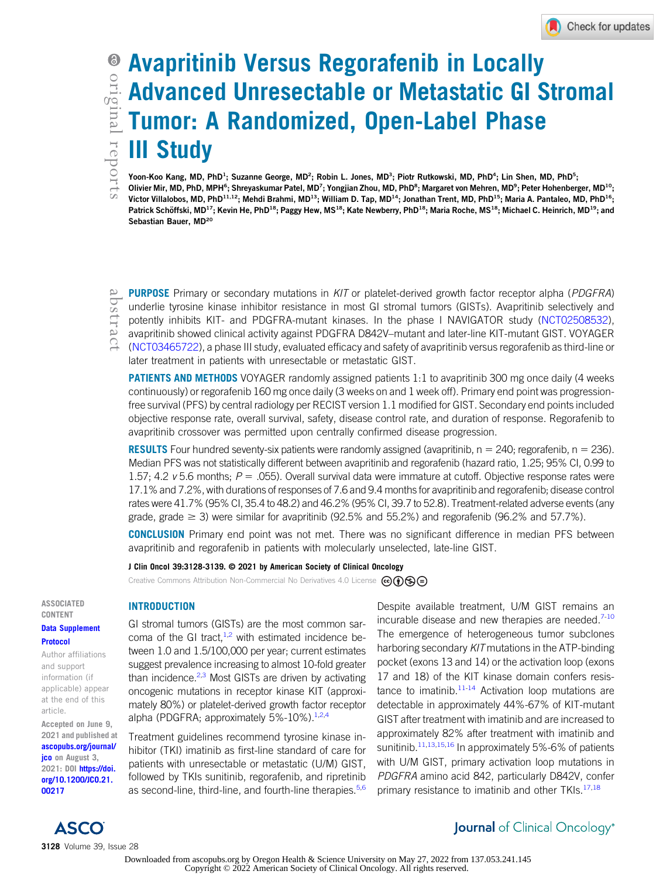# Avapritinib Versus Regorafenib in Locally Advanced Unresectable or Metastatic GI Stromal Tumor: A Randomized, Open-Label Phase III Study

Yoon-Koo Kang, MD, PhD[1]; Suzanne George, MD[2]; Robin L. Jones, MD[3]; Piotr Rutkowski, MD, PhD[4]; Lin Shen, MD, PhD[5]; Olivier Mir, MD, PhD, MPH[6]; Shreyaskumar Patel, MD[7]; Yongjian Zhou, MD, PhD[8]; Margaret von Mehren, MD[9]; Peter Hohenberger, MD[10]; Victor Villalobos, MD, PhD[11,12]; Mehdi Brahmi, MD[13]; William D. Tap, MD[14]; Jonathan Trent, MD, PhD[15]; Maria A. Pantaleo, MD, PhD[16]; Patrick Schöffski, MD[17]; Kevin He, PhD[18]; Paggy Hew, MS[18]; Kate Newberry, PhD[18]; Maria Roche, MS[18]; Michael C. Heinrich, MD[19]; and Sebastian Bauer, MD[20]

## Abstract

**PURPOSE** Primary or secondary mutations in *KIT* or platelet-derived growth factor receptor alpha (*PDGFRA*) underlie tyrosine kinase inhibitor resistance in most GI stromal tumors (GISTs). Avapritinib selectively and potently inhibits KIT- and PDGFRA-mutant kinases. In the phase I NAVIGATOR study (NCT02508532), avapritinib showed clinical activity against PDGFRA D842V–mutant and later-line KIT-mutant GIST. VOYAGER (NCT03465722), a phase III study, evaluated efficacy and safety of avapritinib versus regorafenib as third-line or later treatment in patients with unresectable or metastatic GIST.

**PATIENTS AND METHODS** VOYAGER randomly assigned patients 1:1 to avapritinib 300 mg once daily (4 weeks continuously) or regorafenib 160 mg once daily (3 weeks on and 1 week off). Primary end point was progression-free survival (PFS) by central radiology per RECIST version 1.1 modified for GIST. Secondary end points included objective response rate, overall survival, safety, disease control rate, and duration of response. Regorafenib to avapritinib crossover was permitted upon centrally confirmed disease progression.

**RESULTS** Four hundred seventy-six patients were randomly assigned (avapritinib, n = 240; regorafenib, n = 236). Median PFS was not statistically different between avapritinib and regorafenib (hazard ratio, 1.25; 95% CI, 0.99 to 1.57; 4.2 *v* 5.6 months; $P = .055$). Overall survival data were immature at cutoff. Objective response rates were 17.1% and 7.2%, with durations of responses of 7.6 and 9.4 months for avapritinib and regorafenib; disease control rates were 41.7% (95% CI, 35.4 to 48.2) and 46.2% (95% CI, 39.7 to 52.8). Treatment-related adverse events (any grade, grade ≥ 3) were similar for avapritinib (92.5% and 55.2%) and regorafenib (96.2% and 57.7%).

**CONCLUSION** Primary end point was not met. There was no significant difference in median PFS between avapritinib and regorafenib in patients with molecularly unselected, late-line GIST.

J Clin Oncol 39:3128-3139. © 2021 by American Society of Clinical Oncology

Creative Commons Attribution Non-Commercial No Derivatives 4.0 License

ASSOCIATED CONTENT

Data Supplement

Protocol

Author affiliations and support information (if applicable) appear at the end of this article.

Accepted on June 9, 2021 and published at ascopubs.org/journal/jco on August 3, 2021: DOI https://doi.org/10.1200/JCO.21.00217

## INTRODUCTION

GI stromal tumors (GISTs) are the most common sarcoma of the GI tract,[1,2] with estimated incidence between 1.0 and 1.5/100,000 per year; current estimates suggest prevalence increasing to almost 10-fold greater than incidence.[2,3] Most GISTs are driven by activating oncogenic mutations in receptor kinase KIT (approximately 80%) or platelet-derived growth factor receptor alpha (PDGFRA; approximately 5%-10%).[1,2,4]

Treatment guidelines recommend tyrosine kinase inhibitor (TKI) imatinib as first-line standard of care for patients with unresectable or metastatic (U/M) GIST, followed by TKIs sunitinib, regorafenib, and ripretinib as second-line, third-line, and fourth-line therapies.[5,6] Despite available treatment, U/M GIST remains an incurable disease and new therapies are needed.[7-10] The emergence of heterogeneous tumor subclones harboring secondary *KIT* mutations in the ATP-binding pocket (exons 13 and 14) or the activation loop (exons 17 and 18) of the KIT kinase domain confers resistance to imatinib.[11-14] Activation loop mutations are detectable in approximately 44%-67% of KIT-mutant GIST after treatment with imatinib and are increased to approximately 82% after treatment with imatinib and sunitinib.[11,13,15,16] In approximately 5%-6% of patients with U/M GIST, primary activation loop mutations in *PDGFRA* amino acid 842, particularly D842V, confer primary resistance to imatinib and other TKIs.[17,18]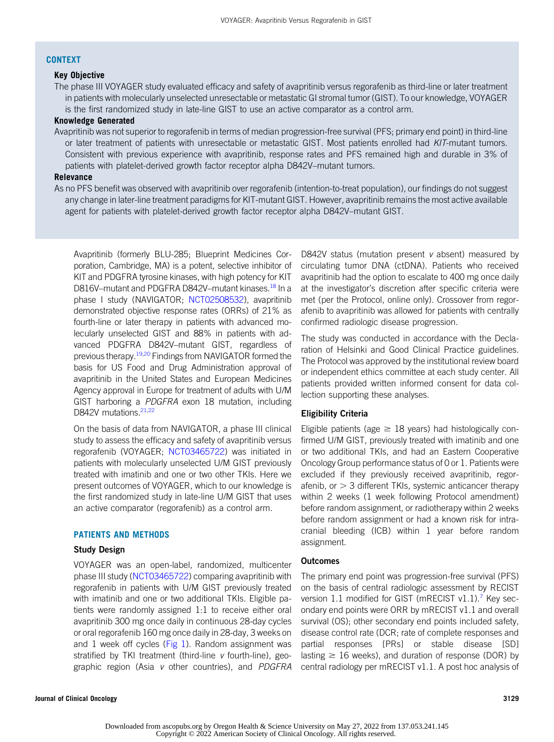## CONTEXT

**Key Objective**

The phase III VOYAGER study evaluated efficacy and safety of avapritinib versus regorafenib as third-line or later treatment in patients with molecularly unselected unresectable or metastatic GI stromal tumor (GIST). To our knowledge, VOYAGER is the first randomized study in late-line GIST to use an active comparator as a control arm.

**Knowledge Generated**

Avapritinib was not superior to regorafenib in terms of median progression-free survival (PFS; primary end point) in third-line or later treatment of patients with unresectable or metastatic GIST. Most patients enrolled had *KIT*-mutant tumors. Consistent with previous experience with avapritinib, response rates and PFS remained high and durable in 3% of patients with platelet-derived growth factor receptor alpha D842V–mutant tumors.

**Relevance**

As no PFS benefit was observed with avapritinib over regorafenib (intention-to-treat population), our findings do not suggest any change in later-line treatment paradigms for KIT-mutant GIST. However, avapritinib remains the most active available agent for patients with platelet-derived growth factor receptor alpha D842V–mutant GIST.

Avapritinib (formerly BLU-285; Blueprint Medicines Corporation, Cambridge, MA) is a potent, selective inhibitor of KIT and PDGFRA tyrosine kinases, with high potency for KIT D816V–mutant and PDGFRA D842V–mutant kinases.[18] In a phase I study (NAVIGATOR; NCT02508532), avapritinib demonstrated objective response rates (ORRs) of 21% as fourth-line or later therapy in patients with advanced molecularly unselected GIST and 88% in patients with advanced PDGFRA D842V–mutant GIST, regardless of previous therapy.[19,20] Findings from NAVIGATOR formed the basis for US Food and Drug Administration approval of avapritinib in the United States and European Medicines Agency approval in Europe for treatment of adults with U/M GIST harboring a *PDGFRA* exon 18 mutation, including D842V mutations.[21,22]

On the basis of data from NAVIGATOR, a phase III clinical study to assess the efficacy and safety of avapritinib versus regorafenib (VOYAGER; NCT03465722) was initiated in patients with molecularly unselected U/M GIST previously treated with imatinib and one or two other TKIs. Here we present outcomes of VOYAGER, which to our knowledge is the first randomized study in late-line U/M GIST that uses an active comparator (regorafenib) as a control arm.

## PATIENTS AND METHODS

### Study Design

VOYAGER was an open-label, randomized, multicenter phase III study (NCT03465722) comparing avapritinib with regorafenib in patients with U/M GIST previously treated with imatinib and one or two additional TKIs. Eligible patients were randomly assigned 1:1 to receive either oral avapritinib 300 mg once daily in continuous 28-day cycles or oral regorafenib 160 mg once daily in 28-day, 3 weeks on and 1 week off cycles (Fig 1). Random assignment was stratified by TKI treatment (third-line *v* fourth-line), geographic region (Asia *v* other countries), and *PDGFRA* D842V status (mutation present *v* absent) measured by circulating tumor DNA (ctDNA). Patients who received avapritinib had the option to escalate to 400 mg once daily at the investigator's discretion after specific criteria were met (per the Protocol, online only). Crossover from regorafenib to avapritinib was allowed for patients with centrally confirmed radiologic disease progression.

The study was conducted in accordance with the Declaration of Helsinki and Good Clinical Practice guidelines. The Protocol was approved by the institutional review board or independent ethics committee at each study center. All patients provided written informed consent for data collection supporting these analyses.

### Eligibility Criteria

Eligible patients (age ≥ 18 years) had histologically confirmed U/M GIST, previously treated with imatinib and one or two additional TKIs, and had an Eastern Cooperative Oncology Group performance status of 0 or 1. Patients were excluded if they previously received avapritinib, regorafenib, or > 3 different TKIs, systemic anticancer therapy within 2 weeks (1 week following Protocol amendment) before random assignment, or radiotherapy within 2 weeks before random assignment or had a known risk for intracranial bleeding (ICB) within 1 year before random assignment.

### Outcomes

The primary end point was progression-free survival (PFS) on the basis of central radiologic assessment by RECIST version 1.1 modified for GIST (mRECIST v1.1).[7] Key secondary end points were ORR by mRECIST v1.1 and overall survival (OS); other secondary end points included safety, disease control rate (DCR; rate of complete responses and partial responses [PRs] or stable disease [SD] lasting ≥ 16 weeks), and duration of response (DOR) by central radiology per mRECIST v1.1. A post hoc analysis of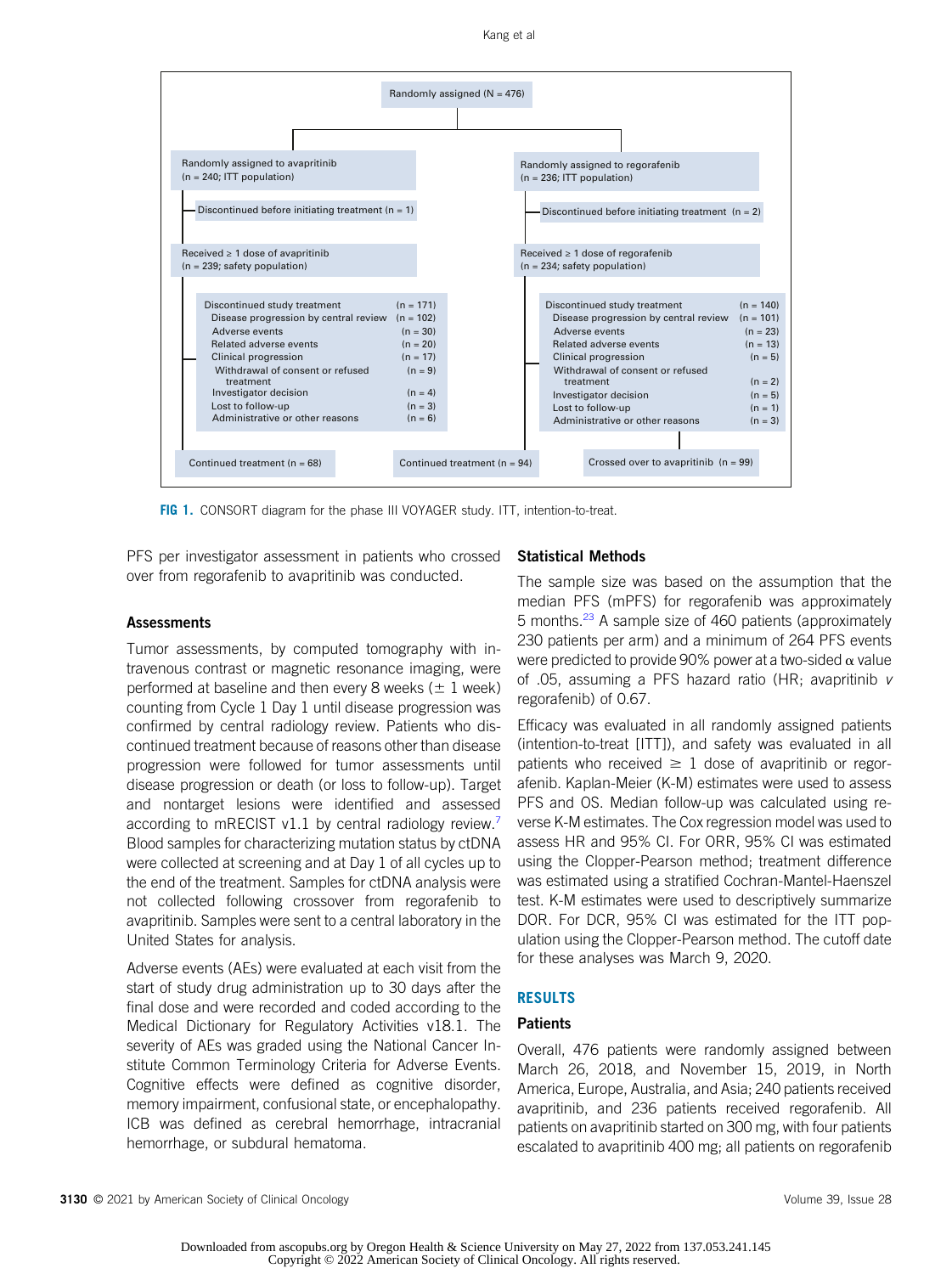Randomly assigned (N = 476)

Randomly assigned to avapritinib (n = 240; ITT population)

Discontinued before initiating treatment (n = 1)

Received ≥ 1 dose of avapritinib (n = 239; safety population)

| Discontinued study treatment | (n = 171) |
|---|---|
| Disease progression by central review | (n = 102) |
| Adverse events | (n = 30) |
| Related adverse events | (n = 20) |
| Clinical progression | (n = 17) |
| Withdrawal of consent or refused treatment | (n = 9) |
| Investigator decision | (n = 4) |
| Lost to follow-up | (n = 3) |
| Administrative or other reasons | (n = 6) |

Continued treatment (n = 68)

Randomly assigned to regorafenib (n = 236; ITT population)

Discontinued before initiating treatment (n = 2)

Received ≥ 1 dose of regorafenib (n = 234; safety population)

| Discontinued study treatment | (n = 140) |
|---|---|
| Disease progression by central review | (n = 101) |
| Adverse events | (n = 23) |
| Related adverse events | (n = 13) |
| Clinical progression | (n = 5) |
| Withdrawal of consent or refused treatment | (n = 2) |
| Investigator decision | (n = 5) |
| Lost to follow-up | (n = 1) |
| Administrative or other reasons | (n = 3) |

Continued treatment (n = 94)

Crossed over to avapritinib (n = 99)

**FIG 1.** CONSORT diagram for the phase III VOYAGER study. ITT, intention-to-treat.

PFS per investigator assessment in patients who crossed over from regorafenib to avapritinib was conducted.

### Assessments

Tumor assessments, by computed tomography with intravenous contrast or magnetic resonance imaging, were performed at baseline and then every 8 weeks (± 1 week) counting from Cycle 1 Day 1 until disease progression was confirmed by central radiology review. Patients who discontinued treatment because of reasons other than disease progression were followed for tumor assessments until disease progression or death (or loss to follow-up). Target and nontarget lesions were identified and assessed according to mRECIST v1.1 by central radiology review.[7] Blood samples for characterizing mutation status by ctDNA were collected at screening and at Day 1 of all cycles up to the end of the treatment. Samples for ctDNA analysis were not collected following crossover from regorafenib to avapritinib. Samples were sent to a central laboratory in the United States for analysis.

Adverse events (AEs) were evaluated at each visit from the start of study drug administration up to 30 days after the final dose and were recorded and coded according to the Medical Dictionary for Regulatory Activities v18.1. The severity of AEs was graded using the National Cancer Institute Common Terminology Criteria for Adverse Events. Cognitive effects were defined as cognitive disorder, memory impairment, confusional state, or encephalopathy. ICB was defined as cerebral hemorrhage, intracranial hemorrhage, or subdural hematoma.

### Statistical Methods

The sample size was based on the assumption that the median PFS (mPFS) for regorafenib was approximately 5 months.[23] A sample size of 460 patients (approximately 230 patients per arm) and a minimum of 264 PFS events were predicted to provide 90% power at a two-sided $\alpha$ value of .05, assuming a PFS hazard ratio (HR; avapritinib *v* regorafenib) of 0.67.

Efficacy was evaluated in all randomly assigned patients (intention-to-treat [ITT]), and safety was evaluated in all patients who received ≥ 1 dose of avapritinib or regorafenib. Kaplan-Meier (K-M) estimates were used to assess PFS and OS. Median follow-up was calculated using reverse K-M estimates. The Cox regression model was used to assess HR and 95% CI. For ORR, 95% CI was estimated using the Clopper-Pearson method; treatment difference was estimated using a stratified Cochran-Mantel-Haenszel test. K-M estimates were used to descriptively summarize DOR. For DCR, 95% CI was estimated for the ITT population using the Clopper-Pearson method. The cutoff date for these analyses was March 9, 2020.

## RESULTS

### Patients

Overall, 476 patients were randomly assigned between March 26, 2018, and November 15, 2019, in North America, Europe, Australia, and Asia; 240 patients received avapritinib, and 236 patients received regorafenib. All patients on avapritinib started on 300 mg, with four patients escalated to avapritinib 400 mg; all patients on regorafenib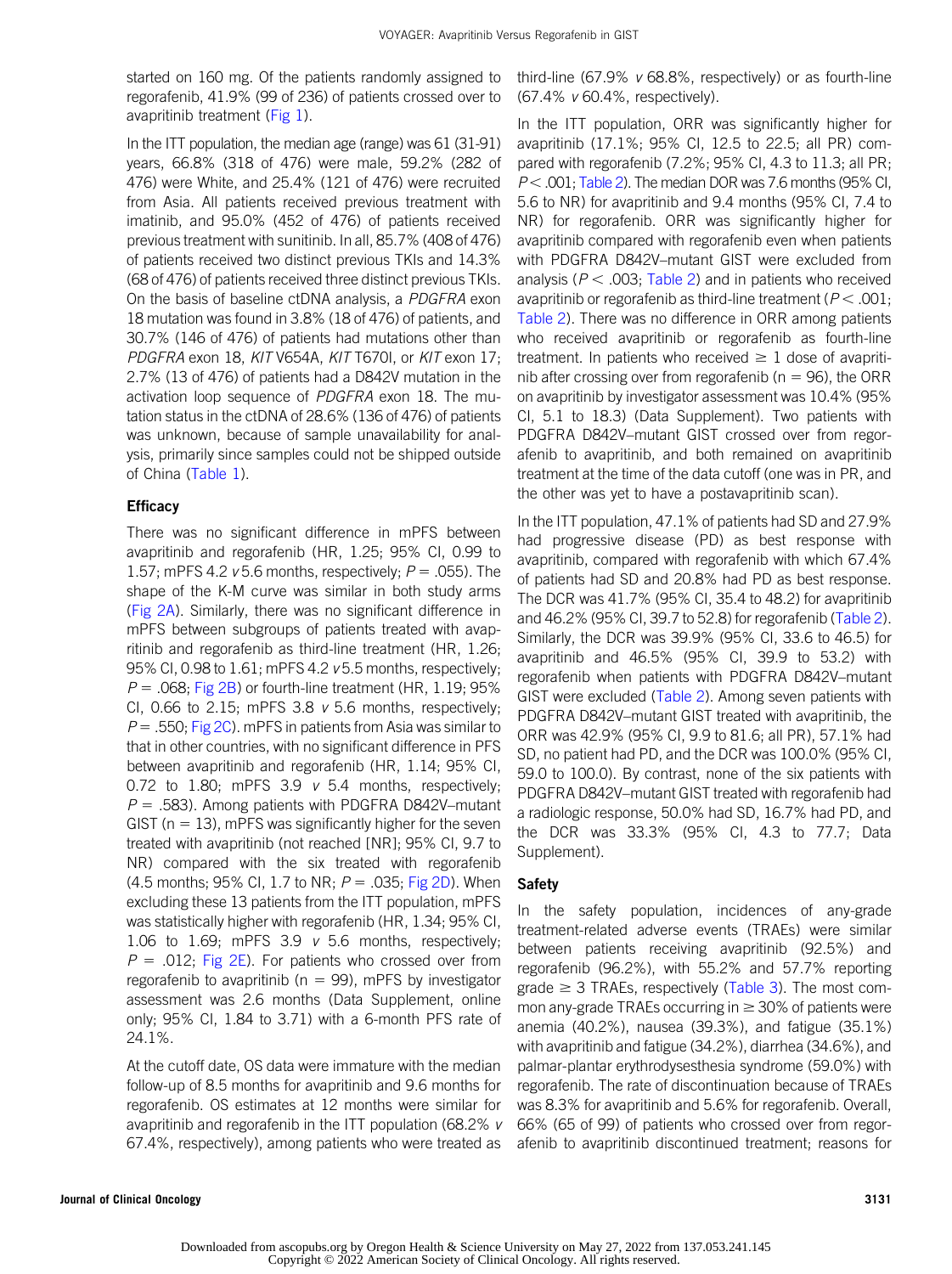started on 160 mg. Of the patients randomly assigned to regorafenib, 41.9% (99 of 236) of patients crossed over to avapritinib treatment (Fig 1).

In the ITT population, the median age (range) was 61 (31-91) years, 66.8% (318 of 476) were male, 59.2% (282 of 476) were White, and 25.4% (121 of 476) were recruited from Asia. All patients received previous treatment with imatinib, and 95.0% (452 of 476) of patients received previous treatment with sunitinib. In all, 85.7% (408 of 476) of patients received two distinct previous TKIs and 14.3% (68 of 476) of patients received three distinct previous TKIs. On the basis of baseline ctDNA analysis, a *PDGFRA* exon 18 mutation was found in 3.8% (18 of 476) of patients, and 30.7% (146 of 476) of patients had mutations other than *PDGFRA* exon 18, *KIT* V654A, *KIT* T670I, or *KIT* exon 17; 2.7% (13 of 476) of patients had a D842V mutation in the activation loop sequence of *PDGFRA* exon 18. The mutation status in the ctDNA of 28.6% (136 of 476) of patients was unknown, because of sample unavailability for analysis, primarily since samples could not be shipped outside of China (Table 1).

### Efficacy

There was no significant difference in mPFS between avapritinib and regorafenib (HR, 1.25; 95% CI, 0.99 to 1.57; mPFS 4.2 *v* 5.6 months, respectively; $P = .055$). The shape of the K-M curve was similar in both study arms (Fig 2A). Similarly, there was no significant difference in mPFS between subgroups of patients treated with avapritinib and regorafenib as third-line treatment (HR, 1.26; 95% CI, 0.98 to 1.61; mPFS 4.2 *v* 5.5 months, respectively; $P = .068$; Fig 2B) or fourth-line treatment (HR, 1.19; 95% CI, 0.66 to 2.15; mPFS 3.8 *v* 5.6 months, respectively; $P = .550$; Fig 2C). mPFS in patients from Asia was similar to that in other countries, with no significant difference in PFS between avapritinib and regorafenib (HR, 1.14; 95% CI, 0.72 to 1.80; mPFS 3.9 *v* 5.4 months, respectively; $P = .583$). Among patients with PDGFRA D842V–mutant GIST (n = 13), mPFS was significantly higher for the seven treated with avapritinib (not reached [NR]; 95% CI, 9.7 to NR) compared with the six treated with regorafenib (4.5 months; 95% CI, 1.7 to NR; $P = .035$; Fig 2D). When excluding these 13 patients from the ITT population, mPFS was statistically higher with regorafenib (HR, 1.34; 95% CI, 1.06 to 1.69; mPFS 3.9 *v* 5.6 months, respectively; $P = .012$; Fig 2E). For patients who crossed over from regorafenib to avapritinib (n = 99), mPFS by investigator assessment was 2.6 months (Data Supplement, online only; 95% CI, 1.84 to 3.71) with a 6-month PFS rate of 24.1%.

At the cutoff date, OS data were immature with the median follow-up of 8.5 months for avapritinib and 9.6 months for regorafenib. OS estimates at 12 months were similar for avapritinib and regorafenib in the ITT population (68.2% *v* 67.4%, respectively), among patients who were treated as third-line (67.9% *v* 68.8%, respectively) or as fourth-line (67.4% *v* 60.4%, respectively).

In the ITT population, ORR was significantly higher for avapritinib (17.1%; 95% CI, 12.5 to 22.5; all PR) compared with regorafenib (7.2%; 95% CI, 4.3 to 11.3; all PR; $P < .001$; Table 2). The median DOR was 7.6 months (95% CI, 5.6 to NR) for avapritinib and 9.4 months (95% CI, 7.4 to NR) for regorafenib. ORR was significantly higher for avapritinib compared with regorafenib even when patients with PDGFRA D842V–mutant GIST were excluded from analysis ($P < .003$; Table 2) and in patients who received avapritinib or regorafenib as third-line treatment ($P < .001$; Table 2). There was no difference in ORR among patients who received avapritinib or regorafenib as fourth-line treatment. In patients who received ≥ 1 dose of avapritinib after crossing over from regorafenib (n = 96), the ORR on avapritinib by investigator assessment was 10.4% (95% CI, 5.1 to 18.3) (Data Supplement). Two patients with PDGFRA D842V–mutant GIST crossed over from regorafenib to avapritinib, and both remained on avapritinib treatment at the time of the data cutoff (one was in PR, and the other was yet to have a postavapritinib scan).

In the ITT population, 47.1% of patients had SD and 27.9% had progressive disease (PD) as best response with avapritinib, compared with regorafenib with which 67.4% of patients had SD and 20.8% had PD as best response. The DCR was 41.7% (95% CI, 35.4 to 48.2) for avapritinib and 46.2% (95% CI, 39.7 to 52.8) for regorafenib (Table 2). Similarly, the DCR was 39.9% (95% CI, 33.6 to 46.5) for avapritinib and 46.5% (95% CI, 39.9 to 53.2) with regorafenib when patients with PDGFRA D842V–mutant GIST were excluded (Table 2). Among seven patients with PDGFRA D842V–mutant GIST treated with avapritinib, the ORR was 42.9% (95% CI, 9.9 to 81.6; all PR), 57.1% had SD, no patient had PD, and the DCR was 100.0% (95% CI, 59.0 to 100.0). By contrast, none of the six patients with PDGFRA D842V–mutant GIST treated with regorafenib had a radiologic response, 50.0% had SD, 16.7% had PD, and the DCR was 33.3% (95% CI, 4.3 to 77.7; Data Supplement).

### Safety

In the safety population, incidences of any-grade treatment-related adverse events (TRAEs) were similar between patients receiving avapritinib (92.5%) and regorafenib (96.2%), with 55.2% and 57.7% reporting grade ≥ 3 TRAEs, respectively (Table 3). The most common any-grade TRAEs occurring in ≥ 30% of patients were anemia (40.2%), nausea (39.3%), and fatigue (35.1%) with avapritinib and fatigue (34.2%), diarrhea (34.6%), and palmar-plantar erythrodysesthesia syndrome (59.0%) with regorafenib. The rate of discontinuation because of TRAEs was 8.3% for avapritinib and 5.6% for regorafenib. Overall, 66% (65 of 99) of patients who crossed over from regorafenib to avapritinib discontinued treatment; reasons for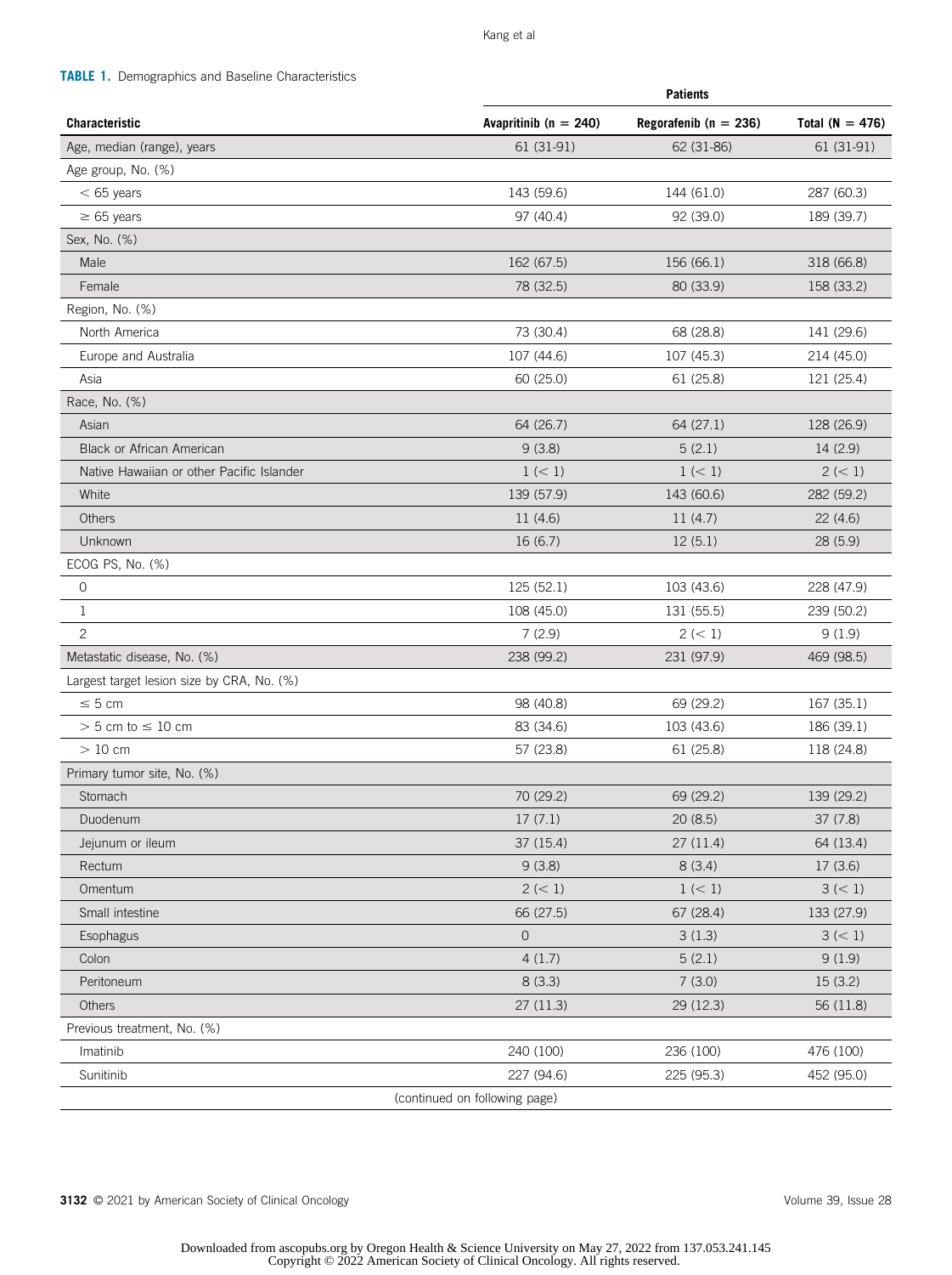**TABLE 1.** Demographics and Baseline Characteristics

| Characteristic | Patients | | |
|---|---|---|---|
| | Avapritinib (n = 240) | Regorafenib (n = 236) | Total (N = 476) |
| Age, median (range), years | 61 (31-91) | 62 (31-86) | 61 (31-91) |
| Age group, No. (%) | | | |
| < 65 years | 143 (59.6) | 144 (61.0) | 287 (60.3) |
| ≥ 65 years | 97 (40.4) | 92 (39.0) | 189 (39.7) |
| Sex, No. (%) | | | |
| Male | 162 (67.5) | 156 (66.1) | 318 (66.8) |
| Female | 78 (32.5) | 80 (33.9) | 158 (33.2) |
| Region, No. (%) | | | |
| North America | 73 (30.4) | 68 (28.8) | 141 (29.6) |
| Europe and Australia | 107 (44.6) | 107 (45.3) | 214 (45.0) |
| Asia | 60 (25.0) | 61 (25.8) | 121 (25.4) |
| Race, No. (%) | | | |
| Asian | 64 (26.7) | 64 (27.1) | 128 (26.9) |
| Black or African American | 9 (3.8) | 5 (2.1) | 14 (2.9) |
| Native Hawaiian or other Pacific Islander | 1 (< 1) | 1 (< 1) | 2 (< 1) |
| White | 139 (57.9) | 143 (60.6) | 282 (59.2) |
| Others | 11 (4.6) | 11 (4.7) | 22 (4.6) |
| Unknown | 16 (6.7) | 12 (5.1) | 28 (5.9) |
| ECOG PS, No. (%) | | | |
| 0 | 125 (52.1) | 103 (43.6) | 228 (47.9) |
| 1 | 108 (45.0) | 131 (55.5) | 239 (50.2) |
| 2 | 7 (2.9) | 2 (< 1) | 9 (1.9) |
| Metastatic disease, No. (%) | 238 (99.2) | 231 (97.9) | 469 (98.5) |
| Largest target lesion size by CRA, No. (%) | | | |
| ≤ 5 cm | 98 (40.8) | 69 (29.2) | 167 (35.1) |
| > 5 cm to ≤ 10 cm | 83 (34.6) | 103 (43.6) | 186 (39.1) |
| > 10 cm | 57 (23.8) | 61 (25.8) | 118 (24.8) |
| Primary tumor site, No. (%) | | | |
| Stomach | 70 (29.2) | 69 (29.2) | 139 (29.2) |
| Duodenum | 17 (7.1) | 20 (8.5) | 37 (7.8) |
| Jejunum or ileum | 37 (15.4) | 27 (11.4) | 64 (13.4) |
| Rectum | 9 (3.8) | 8 (3.4) | 17 (3.6) |
| Omentum | 2 (< 1) | 1 (< 1) | 3 (< 1) |
| Small intestine | 66 (27.5) | 67 (28.4) | 133 (27.9) |
| Esophagus | 0 | 3 (1.3) | 3 (< 1) |
| Colon | 4 (1.7) | 5 (2.1) | 9 (1.9) |
| Peritoneum | 8 (3.3) | 7 (3.0) | 15 (3.2) |
| Others | 27 (11.3) | 29 (12.3) | 56 (11.8) |
| Previous treatment, No. (%) | | | |
| Imatinib | 240 (100) | 236 (100) | 476 (100) |
| Sunitinib | 227 (94.6) | 225 (95.3) | 452 (95.0) |

(continued on following page)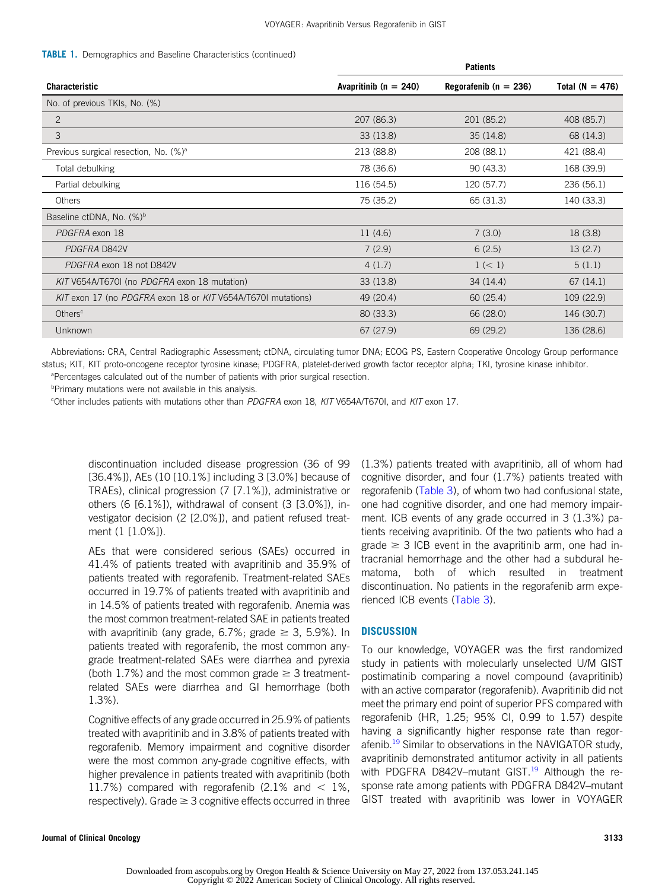**TABLE 1.** Demographics and Baseline Characteristics (continued)

| Characteristic | Patients | | |
|---|---|---|---|
| | Avapritinib (n = 240) | Regorafenib (n = 236) | Total (N = 476) |
| No. of previous TKIs, No. (%) | | | |
| 2 | 207 (86.3) | 201 (85.2) | 408 (85.7) |
| 3 | 33 (13.8) | 35 (14.8) | 68 (14.3) |
| Previous surgical resection, No. (%)[a] | 213 (88.8) | 208 (88.1) | 421 (88.4) |
| Total debulking | 78 (36.6) | 90 (43.3) | 168 (39.9) |
| Partial debulking | 116 (54.5) | 120 (57.7) | 236 (56.1) |
| Others | 75 (35.2) | 65 (31.3) | 140 (33.3) |
| Baseline ctDNA, No. (%)[b] | | | |
| *PDGFRA* exon 18 | 11 (4.6) | 7 (3.0) | 18 (3.8) |
| *PDGFRA* D842V | 7 (2.9) | 6 (2.5) | 13 (2.7) |
| *PDGFRA* exon 18 not D842V | 4 (1.7) | 1 (< 1) | 5 (1.1) |
| *KIT* V654A/T670I (no *PDGFRA* exon 18 mutation) | 33 (13.8) | 34 (14.4) | 67 (14.1) |
| *KIT* exon 17 (no *PDGFRA* exon 18 or *KIT* V654A/T670I mutations) | 49 (20.4) | 60 (25.4) | 109 (22.9) |
| Others[c] | 80 (33.3) | 66 (28.0) | 146 (30.7) |
| Unknown | 67 (27.9) | 69 (29.2) | 136 (28.6) |

Abbreviations: CRA, Central Radiographic Assessment; ctDNA, circulating tumor DNA; ECOG PS, Eastern Cooperative Oncology Group performance status; KIT, KIT proto-oncogene receptor tyrosine kinase; PDGFRA, platelet-derived growth factor receptor alpha; TKI, tyrosine kinase inhibitor.

[a]Percentages calculated out of the number of patients with prior surgical resection.

[b]Primary mutations were not available in this analysis.

[c]Other includes patients with mutations other than *PDGFRA* exon 18, *KIT* V654A/T670I, and *KIT* exon 17.

discontinuation included disease progression (36 of 99 [36.4%]), AEs (10 [10.1%] including 3 [3.0%] because of TRAEs), clinical progression (7 [7.1%]), administrative or others (6 [6.1%]), withdrawal of consent (3 [3.0%]), investigator decision (2 [2.0%]), and patient refused treatment (1 [1.0%]).

AEs that were considered serious (SAEs) occurred in 41.4% of patients treated with avapritinib and 35.9% of patients treated with regorafenib. Treatment-related SAEs occurred in 19.7% of patients treated with avapritinib and in 14.5% of patients treated with regorafenib. Anemia was the most common treatment-related SAE in patients treated with avapritinib (any grade, 6.7%; grade ≥ 3, 5.9%). In patients treated with regorafenib, the most common any-grade treatment-related SAEs were diarrhea and pyrexia (both 1.7%) and the most common grade ≥ 3 treatment-related SAEs were diarrhea and GI hemorrhage (both 1.3%).

Cognitive effects of any grade occurred in 25.9% of patients treated with avapritinib and in 3.8% of patients treated with regorafenib. Memory impairment and cognitive disorder were the most common any-grade cognitive effects, with higher prevalence in patients treated with avapritinib (both 11.7%) compared with regorafenib (2.1% and < 1%, respectively). Grade ≥ 3 cognitive effects occurred in three (1.3%) patients treated with avapritinib, all of whom had cognitive disorder, and four (1.7%) patients treated with regorafenib (Table 3), of whom two had confusional state, one had cognitive disorder, and one had memory impairment. ICB events of any grade occurred in 3 (1.3%) patients receiving avapritinib. Of the two patients who had a grade ≥ 3 ICB event in the avapritinib arm, one had intracranial hemorrhage and the other had a subdural hematoma, both of which resulted in treatment discontinuation. No patients in the regorafenib arm experienced ICB events (Table 3).

## DISCUSSION

To our knowledge, VOYAGER was the first randomized study in patients with molecularly unselected U/M GIST postimatinib comparing a novel compound (avapritinib) with an active comparator (regorafenib). Avapritinib did not meet the primary end point of superior PFS compared with regorafenib (HR, 1.25; 95% CI, 0.99 to 1.57) despite having a significantly higher response rate than regorafenib.[19] Similar to observations in the NAVIGATOR study, avapritinib demonstrated antitumor activity in all patients with PDGFRA D842V–mutant GIST.[19] Although the response rate among patients with PDGFRA D842V–mutant GIST treated with avapritinib was lower in VOYAGER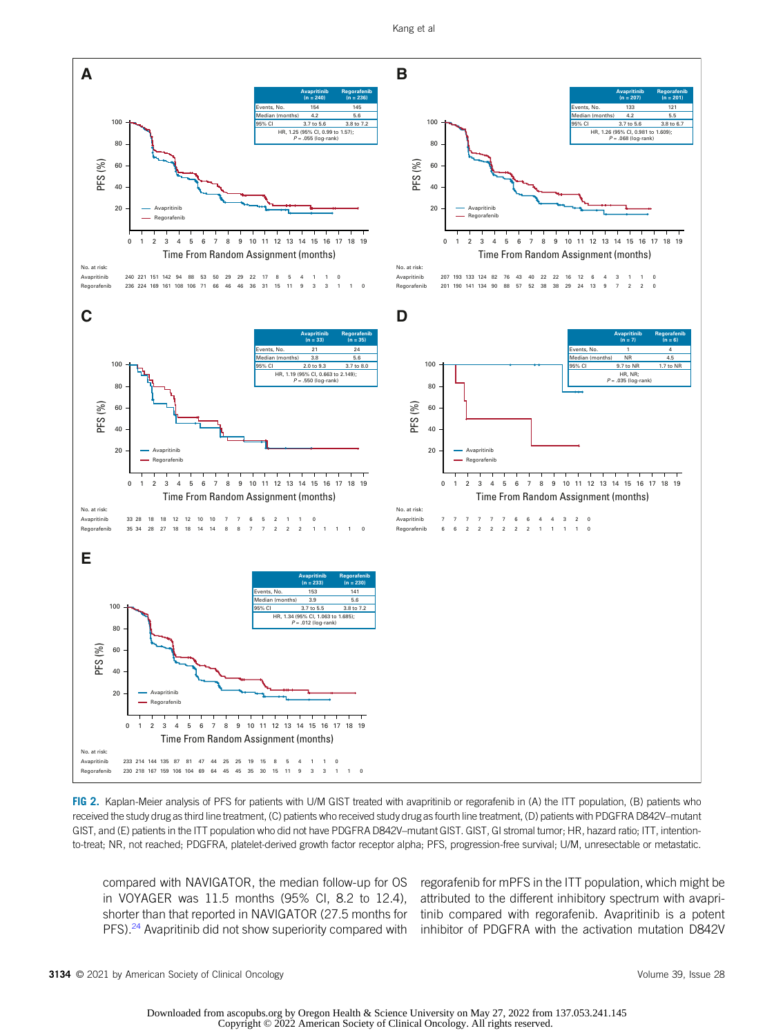**A**

| | Avapritinib (n = 240) | Regorafenib (n = 236) |
|---|---|---|
| Events, No. | 154 | 145 |
| Median (months) | 4.2 | 5.6 |
| 95% CI | 3.7 to 5.6 | 3.8 to 7.2 |
| HR, 1.25 (95% CI, 0.99 to 1.57); P = .055 (log-rank) | | |

No. at risk:

| | | | | | | | | | | | | | | | | | | | |
|---|---|---|---|---|---|---|---|---|---|---|---|---|---|---|---|---|---|---|---|
| Avapritinib | 240 | 221 | 151 | 142 | 94 | 88 | 53 | 50 | 29 | 29 | 22 | 17 | 8 | 5 | 4 | 1 | 1 | 0 | |
| Regorafenib | 236 | 224 | 169 | 161 | 108 | 106 | 71 | 66 | 46 | 46 | 36 | 31 | 15 | 11 | 9 | 3 | 3 | 1 | 1 | 0 |

**B**

| | Avapritinib (n = 207) | Regorafenib (n = 201) |
|---|---|---|
| Events, No. | 133 | 121 |
| Median (months) | 4.2 | 5.5 |
| 95% CI | 3.7 to 5.6 | 3.8 to 6.7 |
| HR, 1.26 (95% CI, 0.981 to 1.609); P = .068 (log-rank) | | |

No. at risk:

| | | | | | | | | | | | | | | | | | | | |
|---|---|---|---|---|---|---|---|---|---|---|---|---|---|---|---|---|---|---|---|
| Avapritinib | 207 | 193 | 133 | 124 | 82 | 76 | 43 | 40 | 22 | 22 | 16 | 12 | 6 | 4 | 3 | 1 | 1 | 0 | |
| Regorafenib | 201 | 190 | 141 | 134 | 90 | 88 | 57 | 52 | 38 | 38 | 29 | 24 | 13 | 9 | 7 | 2 | 2 | 0 | |

**C**

| | Avapritinib (n = 33) | Regorafenib (n = 35) |
|---|---|---|
| Events, No. | 21 | 24 |
| Median (months) | 3.8 | 5.6 |
| 95% CI | 2.0 to 9.3 | 3.7 to 8.0 |
| HR, 1.19 (95% CI, 0.663 to 2.149); P = .550 (log-rank) | | |

No. at risk:

| | | | | | | | | | | | | | | | | | | | |
|---|---|---|---|---|---|---|---|---|---|---|---|---|---|---|---|---|---|---|---|
| Avapritinib | 33 | 28 | 18 | 18 | 12 | 12 | 10 | 10 | 7 | 7 | 6 | 5 | 2 | 1 | 1 | 0 | | | |
| Regorafenib | 35 | 34 | 28 | 27 | 18 | 18 | 14 | 14 | 8 | 8 | 7 | 7 | 2 | 2 | 2 | 1 | 1 | 1 | 1 | 0 |

**D**

| | Avapritinib (n = 7) | Regorafenib (n = 6) |
|---|---|---|
| Events, No. | 1 | 4 |
| Median (months) | NR | 4.5 |
| 95% CI | 9.7 to NR | 1.7 to NR |
| HR, NR; P = .035 (log-rank) | | |

No. at risk:

| | | | | | | | | | | | | | |
|---|---|---|---|---|---|---|---|---|---|---|---|---|---|
| Avapritinib | 7 | 7 | 7 | 7 | 7 | 7 | 6 | 6 | 4 | 4 | 3 | 2 | 0 |
| Regorafenib | 6 | 6 | 2 | 2 | 2 | 2 | 2 | 2 | 1 | 1 | 1 | 1 | 0 |

**E**

| | Avapritinib (n = 233) | Regorafenib (n = 230) |
|---|---|---|
| Events, No. | 153 | 141 |
| Median (months) | 3.9 | 5.6 |
| 95% CI | 3.7 to 5.5 | 3.8 to 7.2 |
| HR, 1.34 (95% CI, 1.063 to 1.685); P = .012 (log-rank) | | |

No. at risk:

| | | | | | | | | | | | | | | | | | | | |
|---|---|---|---|---|---|---|---|---|---|---|---|---|---|---|---|---|---|---|---|
| Avapritinib | 233 | 214 | 144 | 135 | 87 | 81 | 47 | 44 | 25 | 25 | 19 | 15 | 8 | 5 | 4 | 1 | 1 | 0 | |
| Regorafenib | 230 | 218 | 167 | 159 | 106 | 104 | 69 | 64 | 45 | 45 | 35 | 30 | 15 | 11 | 9 | 3 | 3 | 1 | 1 | 0 |

**FIG 2.** Kaplan-Meier analysis of PFS for patients with U/M GIST treated with avapritinib or regorafenib in (A) the ITT population, (B) patients who received the study drug as third line treatment, (C) patients who received study drug as fourth line treatment, (D) patients with PDGFRA D842V–mutant GIST, and (E) patients in the ITT population who did not have PDGFRA D842V–mutant GIST. GIST, GI stromal tumor; HR, hazard ratio; ITT, intention-to-treat; NR, not reached; PDGFRA, platelet-derived growth factor receptor alpha; PFS, progression-free survival; U/M, unresectable or metastatic.

compared with NAVIGATOR, the median follow-up for OS in VOYAGER was 11.5 months (95% CI, 8.2 to 12.4), shorter than that reported in NAVIGATOR (27.5 months for PFS).[24] Avapritinib did not show superiority compared with regorafenib for mPFS in the ITT population, which might be attributed to the different inhibitory spectrum with avapritinib compared with regorafenib. Avapritinib is a potent inhibitor of PDGFRA with the activation mutation D842V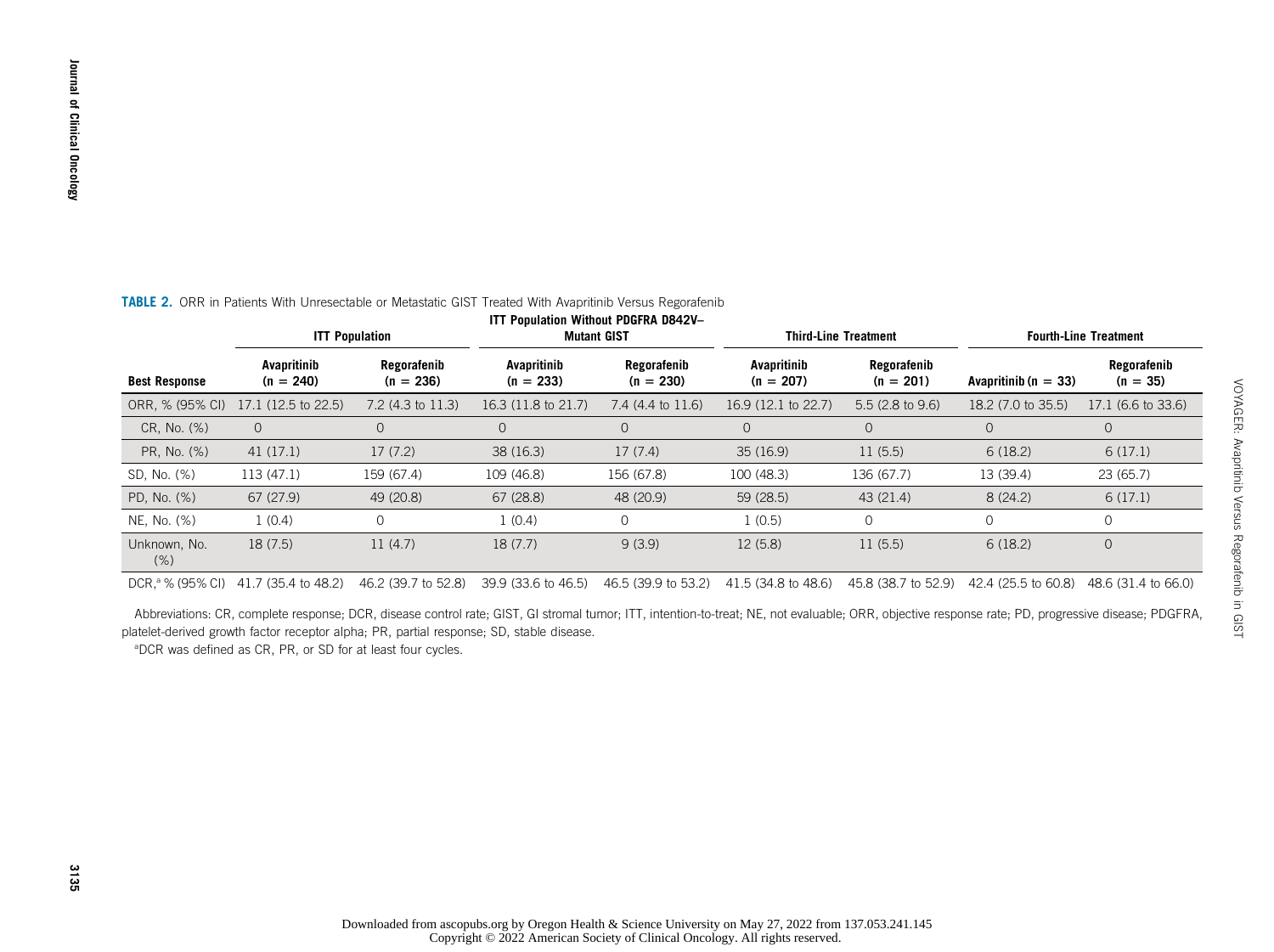**TABLE 2.** ORR in Patients With Unresectable or Metastatic GIST Treated With Avapritinib Versus Regorafenib

| | ITT Population | | ITT Population Without PDGFRA D842V–Mutant GIST | | Third-Line Treatment | | Fourth-Line Treatment | |
|---|---|---|---|---|---|---|---|---|
| Best Response | Avapritinib (n = 240) | Regorafenib (n = 236) | Avapritinib (n = 233) | Regorafenib (n = 230) | Avapritinib (n = 207) | Regorafenib (n = 201) | Avapritinib (n = 33) | Regorafenib (n = 35) |
| ORR, % (95% CI) | 17.1 (12.5 to 22.5) | 7.2 (4.3 to 11.3) | 16.3 (11.8 to 21.7) | 7.4 (4.4 to 11.6) | 16.9 (12.1 to 22.7) | 5.5 (2.8 to 9.6) | 18.2 (7.0 to 35.5) | 17.1 (6.6 to 33.6) |
| CR, No. (%) | 0 | 0 | 0 | 0 | 0 | 0 | 0 | 0 |
| PR, No. (%) | 41 (17.1) | 17 (7.2) | 38 (16.3) | 17 (7.4) | 35 (16.9) | 11 (5.5) | 6 (18.2) | 6 (17.1) |
| SD, No. (%) | 113 (47.1) | 159 (67.4) | 109 (46.8) | 156 (67.8) | 100 (48.3) | 136 (67.7) | 13 (39.4) | 23 (65.7) |
| PD, No. (%) | 67 (27.9) | 49 (20.8) | 67 (28.8) | 48 (20.9) | 59 (28.5) | 43 (21.4) | 8 (24.2) | 6 (17.1) |
| NE, No. (%) | 1 (0.4) | 0 | 1 (0.4) | 0 | 1 (0.5) | 0 | 0 | 0 |
| Unknown, No. (%) | 18 (7.5) | 11 (4.7) | 18 (7.7) | 9 (3.9) | 12 (5.8) | 11 (5.5) | 6 (18.2) | 0 |
| DCR,[a] % (95% CI) | 41.7 (35.4 to 48.2) | 46.2 (39.7 to 52.8) | 39.9 (33.6 to 46.5) | 46.5 (39.9 to 53.2) | 41.5 (34.8 to 48.6) | 45.8 (38.7 to 52.9) | 42.4 (25.5 to 60.8) | 48.6 (31.4 to 66.0) |

Abbreviations: CR, complete response; DCR, disease control rate; GIST, GI stromal tumor; ITT, intention-to-treat; NE, not evaluable; ORR, objective response rate; PD, progressive disease; PDGFRA, platelet-derived growth factor receptor alpha; PR, partial response; SD, stable disease.

[a]DCR was defined as CR, PR, or SD for at least four cycles.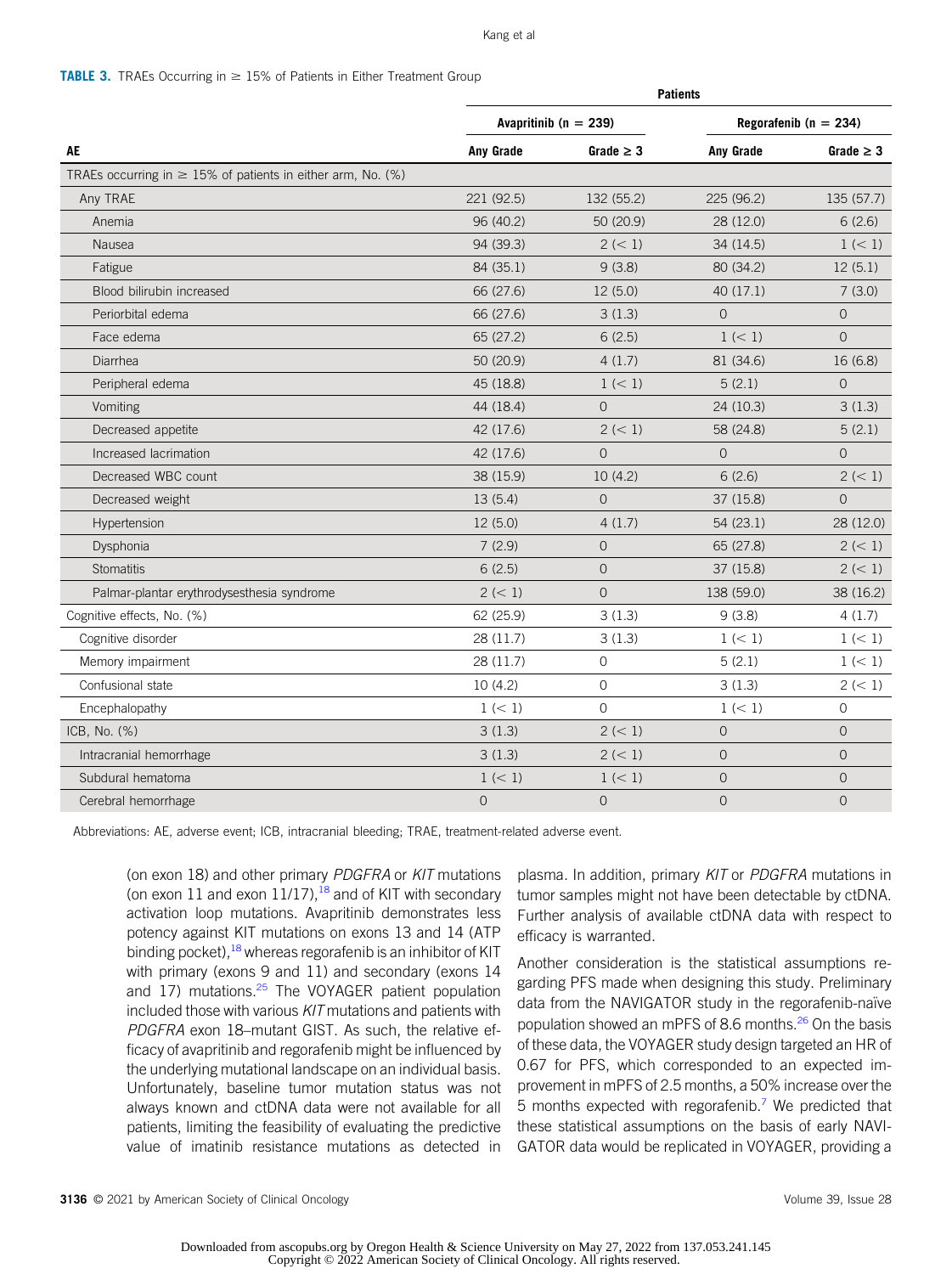**TABLE 3.** TRAEs Occurring in ≥ 15% of Patients in Either Treatment Group

| | Patients | | | |
|---|---|---|---|---|
| | Avapritinib (n = 239) | | Regorafenib (n = 234) | |
| **AE** | **Any Grade** | **Grade ≥ 3** | **Any Grade** | **Grade ≥ 3** |
| TRAEs occurring in ≥ 15% of patients in either arm, No. (%) | | | | |
| Any TRAE | 221 (92.5) | 132 (55.2) | 225 (96.2) | 135 (57.7) |
| Anemia | 96 (40.2) | 50 (20.9) | 28 (12.0) | 6 (2.6) |
| Nausea | 94 (39.3) | 2 (< 1) | 34 (14.5) | 1 (< 1) |
| Fatigue | 84 (35.1) | 9 (3.8) | 80 (34.2) | 12 (5.1) |
| Blood bilirubin increased | 66 (27.6) | 12 (5.0) | 40 (17.1) | 7 (3.0) |
| Periorbital edema | 66 (27.6) | 3 (1.3) | 0 | 0 |
| Face edema | 65 (27.2) | 6 (2.5) | 1 (< 1) | 0 |
| Diarrhea | 50 (20.9) | 4 (1.7) | 81 (34.6) | 16 (6.8) |
| Peripheral edema | 45 (18.8) | 1 (< 1) | 5 (2.1) | 0 |
| Vomiting | 44 (18.4) | 0 | 24 (10.3) | 3 (1.3) |
| Decreased appetite | 42 (17.6) | 2 (< 1) | 58 (24.8) | 5 (2.1) |
| Increased lacrimation | 42 (17.6) | 0 | 0 | 0 |
| Decreased WBC count | 38 (15.9) | 10 (4.2) | 6 (2.6) | 2 (< 1) |
| Decreased weight | 13 (5.4) | 0 | 37 (15.8) | 0 |
| Hypertension | 12 (5.0) | 4 (1.7) | 54 (23.1) | 28 (12.0) |
| Dysphonia | 7 (2.9) | 0 | 65 (27.8) | 2 (< 1) |
| Stomatitis | 6 (2.5) | 0 | 37 (15.8) | 2 (< 1) |
| Palmar-plantar erythrodysesthesia syndrome | 2 (< 1) | 0 | 138 (59.0) | 38 (16.2) |
| Cognitive effects, No. (%) | 62 (25.9) | 3 (1.3) | 9 (3.8) | 4 (1.7) |
| Cognitive disorder | 28 (11.7) | 3 (1.3) | 1 (< 1) | 1 (< 1) |
| Memory impairment | 28 (11.7) | 0 | 5 (2.1) | 1 (< 1) |
| Confusional state | 10 (4.2) | 0 | 3 (1.3) | 2 (< 1) |
| Encephalopathy | 1 (< 1) | 0 | 1 (< 1) | 0 |
| ICB, No. (%) | 3 (1.3) | 2 (< 1) | 0 | 0 |
| Intracranial hemorrhage | 3 (1.3) | 2 (< 1) | 0 | 0 |
| Subdural hematoma | 1 (< 1) | 1 (< 1) | 0 | 0 |
| Cerebral hemorrhage | 0 | 0 | 0 | 0 |

Abbreviations: AE, adverse event; ICB, intracranial bleeding; TRAE, treatment-related adverse event.

(on exon 18) and other primary *PDGFRA* or *KIT* mutations (on exon 11 and exon 11/17),[18] and of KIT with secondary activation loop mutations. Avapritinib demonstrates less potency against KIT mutations on exons 13 and 14 (ATP binding pocket),[18] whereas regorafenib is an inhibitor of KIT with primary (exons 9 and 11) and secondary (exons 14 and 17) mutations.[25] The VOYAGER patient population included those with various *KIT* mutations and patients with *PDGFRA* exon 18–mutant GIST. As such, the relative efficacy of avapritinib and regorafenib might be influenced by the underlying mutational landscape on an individual basis. Unfortunately, baseline tumor mutation status was not always known and ctDNA data were not available for all patients, limiting the feasibility of evaluating the predictive value of imatinib resistance mutations as detected in plasma. In addition, primary *KIT* or *PDGFRA* mutations in tumor samples might not have been detectable by ctDNA. Further analysis of available ctDNA data with respect to efficacy is warranted.

Another consideration is the statistical assumptions regarding PFS made when designing this study. Preliminary data from the NAVIGATOR study in the regorafenib-naïve population showed an mPFS of 8.6 months.[26] On the basis of these data, the VOYAGER study design targeted an HR of 0.67 for PFS, which corresponded to an expected improvement in mPFS of 2.5 months, a 50% increase over the 5 months expected with regorafenib.[7] We predicted that these statistical assumptions on the basis of early NAVIGATOR data would be replicated in VOYAGER, providing a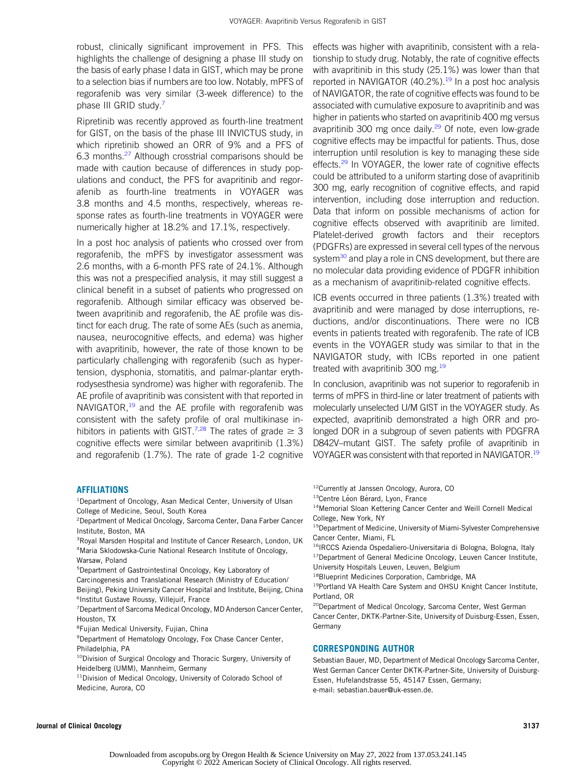robust, clinically significant improvement in PFS. This highlights the challenge of designing a phase III study on the basis of early phase I data in GIST, which may be prone to a selection bias if numbers are too low. Notably, mPFS of regorafenib was very similar (3-week difference) to the phase III GRID study.[7]

Ripretinib was recently approved as fourth-line treatment for GIST, on the basis of the phase III INVICTUS study, in which ripretinib showed an ORR of 9% and a PFS of 6.3 months.[27] Although crosstrial comparisons should be made with caution because of differences in study populations and conduct, the PFS for avapritinib and regorafenib as fourth-line treatments in VOYAGER was 3.8 months and 4.5 months, respectively, whereas response rates as fourth-line treatments in VOYAGER were numerically higher at 18.2% and 17.1%, respectively.

In a post hoc analysis of patients who crossed over from regorafenib, the mPFS by investigator assessment was 2.6 months, with a 6-month PFS rate of 24.1%. Although this was not a prespecified analysis, it may still suggest a clinical benefit in a subset of patients who progressed on regorafenib. Although similar efficacy was observed between avapritinib and regorafenib, the AE profile was distinct for each drug. The rate of some AEs (such as anemia, nausea, neurocognitive effects, and edema) was higher with avapritinib, however, the rate of those known to be particularly challenging with regorafenib (such as hypertension, dysphonia, stomatitis, and palmar-plantar erythrodysesthesia syndrome) was higher with regorafenib. The AE profile of avapritinib was consistent with that reported in NAVIGATOR,[19] and the AE profile with regorafenib was consistent with the safety profile of oral multikinase inhibitors in patients with GIST.[7,28] The rates of grade ≥ 3 cognitive effects were similar between avapritinib (1.3%) and regorafenib (1.7%). The rate of grade 1-2 cognitive effects was higher with avapritinib, consistent with a relationship to study drug. Notably, the rate of cognitive effects with avapritinib in this study (25.1%) was lower than that reported in NAVIGATOR (40.2%).[19] In a post hoc analysis of NAVIGATOR, the rate of cognitive effects was found to be associated with cumulative exposure to avapritinib and was higher in patients who started on avapritinib 400 mg versus avapritinib 300 mg once daily.[29] Of note, even low-grade cognitive effects may be impactful for patients. Thus, dose interruption until resolution is key to managing these side effects.[29] In VOYAGER, the lower rate of cognitive effects could be attributed to a uniform starting dose of avapritinib 300 mg, early recognition of cognitive effects, and rapid intervention, including dose interruption and reduction. Data that inform on possible mechanisms of action for cognitive effects observed with avapritinib are limited. Platelet-derived growth factors and their receptors (PDGFRs) are expressed in several cell types of the nervous system[30] and play a role in CNS development, but there are no molecular data providing evidence of PDGFR inhibition as a mechanism of avapritinib-related cognitive effects.

ICB events occurred in three patients (1.3%) treated with avapritinib and were managed by dose interruptions, reductions, and/or discontinuations. There were no ICB events in patients treated with regorafenib. The rate of ICB events in the VOYAGER study was similar to that in the NAVIGATOR study, with ICBs reported in one patient treated with avapritinib 300 mg.[19]

In conclusion, avapritinib was not superior to regorafenib in terms of mPFS in third-line or later treatment of patients with molecularly unselected U/M GIST in the VOYAGER study. As expected, avapritinib demonstrated a high ORR and prolonged DOR in a subgroup of seven patients with PDGFRA D842V–mutant GIST. The safety profile of avapritinib in VOYAGER was consistent with that reported in NAVIGATOR.[19]

## AFFILIATIONS

[1]Department of Oncology, Asan Medical Center, University of Ulsan College of Medicine, Seoul, South Korea
[2]Department of Medical Oncology, Sarcoma Center, Dana Farber Cancer Institute, Boston, MA
[3]Royal Marsden Hospital and Institute of Cancer Research, London, UK
[4]Maria Sklodowska-Curie National Research Institute of Oncology, Warsaw, Poland
[5]Department of Gastrointestinal Oncology, Key Laboratory of Carcinogenesis and Translational Research (Ministry of Education/Beijing), Peking University Cancer Hospital and Institute, Beijing, China
[6]Institut Gustave Roussy, Villejuif, France
[7]Department of Sarcoma Medical Oncology, MD Anderson Cancer Center, Houston, TX
[8]Fujian Medical University, Fujian, China
[9]Department of Hematology Oncology, Fox Chase Cancer Center, Philadelphia, PA
[10]Division of Surgical Oncology and Thoracic Surgery, University of Heidelberg (UMM), Mannheim, Germany
[11]Division of Medical Oncology, University of Colorado School of Medicine, Aurora, CO
[12]Currently at Janssen Oncology, Aurora, CO
[13]Centre Léon Bérard, Lyon, France
[14]Memorial Sloan Kettering Cancer Center and Weill Cornell Medical College, New York, NY
[15]Department of Medicine, University of Miami-Sylvester Comprehensive Cancer Center, Miami, FL
[16]IRCCS Azienda Ospedaliero-Universitaria di Bologna, Bologna, Italy
[17]Department of General Medicine Oncology, Leuven Cancer Institute, University Hospitals Leuven, Leuven, Belgium
[18]Blueprint Medicines Corporation, Cambridge, MA
[19]Portland VA Health Care System and OHSU Knight Cancer Institute, Portland, OR
[20]Department of Medical Oncology, Sarcoma Center, West German Cancer Center, DKTK-Partner-Site, University of Duisburg-Essen, Essen, Germany

## CORRESPONDING AUTHOR

Sebastian Bauer, MD, Department of Medical Oncology Sarcoma Center, West German Cancer Center DKTK-Partner-Site, University of Duisburg-Essen, Hufelandstrasse 55, 45147 Essen, Germany; e-mail: sebastian.bauer@uk-essen.de.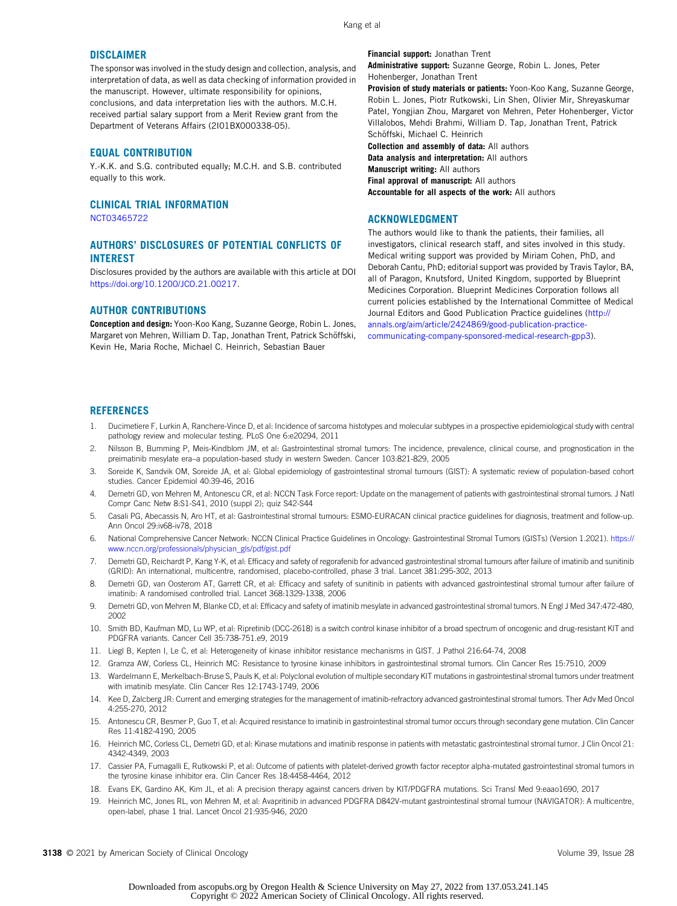## DISCLAIMER

The sponsor was involved in the study design and collection, analysis, and interpretation of data, as well as data checking of information provided in the manuscript. However, ultimate responsibility for opinions, conclusions, and data interpretation lies with the authors. M.C.H. received partial salary support from a Merit Review grant from the Department of Veterans Affairs (2I01BX000338-05).

## EQUAL CONTRIBUTION

Y.-K.K. and S.G. contributed equally; M.C.H. and S.B. contributed equally to this work.

## CLINICAL TRIAL INFORMATION

NCT03465722

## AUTHORS' DISCLOSURES OF POTENTIAL CONFLICTS OF INTEREST

Disclosures provided by the authors are available with this article at DOI https://doi.org/10.1200/JCO.21.00217.

## AUTHOR CONTRIBUTIONS

**Conception and design:** Yoon-Koo Kang, Suzanne George, Robin L. Jones, Margaret von Mehren, William D. Tap, Jonathan Trent, Patrick Schöffski, Kevin He, Maria Roche, Michael C. Heinrich, Sebastian Bauer

**Financial support:** Jonathan Trent

**Administrative support:** Suzanne George, Robin L. Jones, Peter Hohenberger, Jonathan Trent

**Provision of study materials or patients:** Yoon-Koo Kang, Suzanne George, Robin L. Jones, Piotr Rutkowski, Lin Shen, Olivier Mir, Shreyaskumar Patel, Yongjian Zhou, Margaret von Mehren, Peter Hohenberger, Victor Villalobos, Mehdi Brahmi, William D. Tap, Jonathan Trent, Patrick Schöffski, Michael C. Heinrich

**Collection and assembly of data:** All authors

**Data analysis and interpretation:** All authors

**Manuscript writing:** All authors

**Final approval of manuscript:** All authors

**Accountable for all aspects of the work:** All authors

## ACKNOWLEDGMENT

The authors would like to thank the patients, their families, all investigators, clinical research staff, and sites involved in this study. Medical writing support was provided by Miriam Cohen, PhD, and Deborah Cantu, PhD; editorial support was provided by Travis Taylor, BA, all of Paragon, Knutsford, United Kingdom, supported by Blueprint Medicines Corporation. Blueprint Medicines Corporation follows all current policies established by the International Committee of Medical Journal Editors and Good Publication Practice guidelines (http://annals.org/aim/article/2424869/good-publication-practice-communicating-company-sponsored-medical-research-gpp3).

## REFERENCES

1. Ducimetiere F, Lurkin A, Ranchere-Vince D, et al: Incidence of sarcoma histotypes and molecular subtypes in a prospective epidemiological study with central pathology review and molecular testing. PLoS One 6:e20294, 2011
2. Nilsson B, Bumming P, Meis-Kindblom JM, et al: Gastrointestinal stromal tumors: The incidence, prevalence, clinical course, and prognostication in the preimatinib mesylate era–a population-based study in western Sweden. Cancer 103:821-829, 2005
3. Soreide K, Sandvik OM, Soreide JA, et al: Global epidemiology of gastrointestinal stromal tumours (GIST): A systematic review of population-based cohort studies. Cancer Epidemiol 40:39-46, 2016
4. Demetri GD, von Mehren M, Antonescu CR, et al: NCCN Task Force report: Update on the management of patients with gastrointestinal stromal tumors. J Natl Compr Canc Netw 8:S1-S41, 2010 (suppl 2); quiz S42-S44
5. Casali PG, Abecassis N, Aro HT, et al: Gastrointestinal stromal tumours: ESMO-EURACAN clinical practice guidelines for diagnosis, treatment and follow-up. Ann Oncol 29:iv68-iv78, 2018
6. National Comprehensive Cancer Network: NCCN Clinical Practice Guidelines in Oncology: Gastrointestinal Stromal Tumors (GISTs) (Version 1.2021). https://www.nccn.org/professionals/physician_gls/pdf/gist.pdf
7. Demetri GD, Reichardt P, Kang Y-K, et al: Efficacy and safety of regorafenib for advanced gastrointestinal stromal tumours after failure of imatinib and sunitinib (GRID): An international, multicentre, randomised, placebo-controlled, phase 3 trial. Lancet 381:295-302, 2013
8. Demetri GD, van Oosterom AT, Garrett CR, et al: Efficacy and safety of sunitinib in patients with advanced gastrointestinal stromal tumour after failure of imatinib: A randomised controlled trial. Lancet 368:1329-1338, 2006
9. Demetri GD, von Mehren M, Blanke CD, et al: Efficacy and safety of imatinib mesylate in advanced gastrointestinal stromal tumors. N Engl J Med 347:472-480, 2002
10. Smith BD, Kaufman MD, Lu WP, et al: Ripretinib (DCC-2618) is a switch control kinase inhibitor of a broad spectrum of oncogenic and drug-resistant KIT and PDGFRA variants. Cancer Cell 35:738-751.e9, 2019
11. Liegl B, Kepten I, Le C, et al: Heterogeneity of kinase inhibitor resistance mechanisms in GIST. J Pathol 216:64-74, 2008
12. Gramza AW, Corless CL, Heinrich MC: Resistance to tyrosine kinase inhibitors in gastrointestinal stromal tumors. Clin Cancer Res 15:7510, 2009
13. Wardelmann E, Merkelbach-Bruse S, Pauls K, et al: Polyclonal evolution of multiple secondary KIT mutations in gastrointestinal stromal tumors under treatment with imatinib mesylate. Clin Cancer Res 12:1743-1749, 2006
14. Kee D, Zalcberg JR: Current and emerging strategies for the management of imatinib-refractory advanced gastrointestinal stromal tumors. Ther Adv Med Oncol 4:255-270, 2012
15. Antonescu CR, Besmer P, Guo T, et al: Acquired resistance to imatinib in gastrointestinal stromal tumor occurs through secondary gene mutation. Clin Cancer Res 11:4182-4190, 2005
16. Heinrich MC, Corless CL, Demetri GD, et al: Kinase mutations and imatinib response in patients with metastatic gastrointestinal stromal tumor. J Clin Oncol 21:4342-4349, 2003
17. Cassier PA, Fumagalli E, Rutkowski P, et al: Outcome of patients with platelet-derived growth factor receptor alpha-mutated gastrointestinal stromal tumors in the tyrosine kinase inhibitor era. Clin Cancer Res 18:4458-4464, 2012
18. Evans EK, Gardino AK, Kim JL, et al: A precision therapy against cancers driven by KIT/PDGFRA mutations. Sci Transl Med 9:eaao1690, 2017
19. Heinrich MC, Jones RL, von Mehren M, et al: Avapritinib in advanced PDGFRA D842V-mutant gastrointestinal stromal tumour (NAVIGATOR): A multicentre, open-label, phase 1 trial. Lancet Oncol 21:935-946, 2020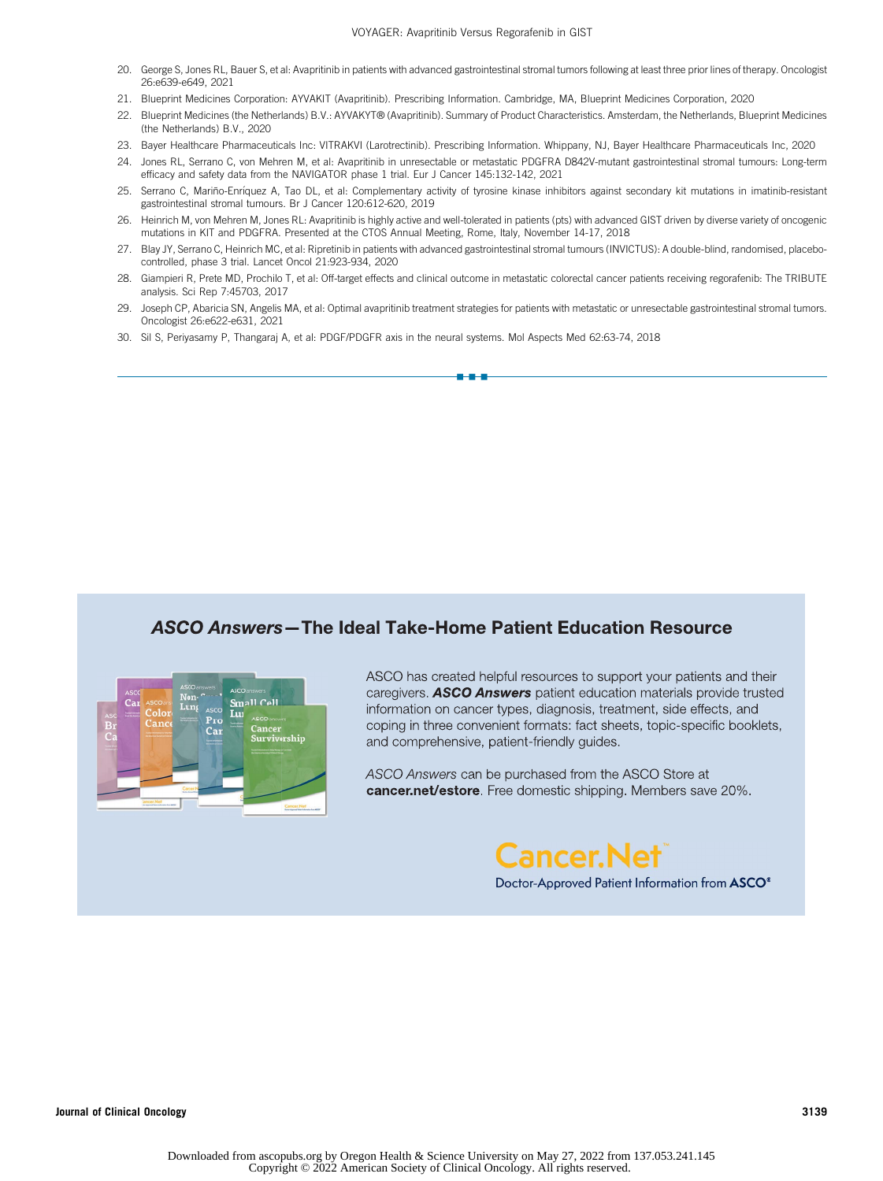20. George S, Jones RL, Bauer S, et al: Avapritinib in patients with advanced gastrointestinal stromal tumors following at least three prior lines of therapy. Oncologist 26:e639-e649, 2021
21. Blueprint Medicines Corporation: AYVAKIT (Avapritinib). Prescribing Information. Cambridge, MA, Blueprint Medicines Corporation, 2020
22. Blueprint Medicines (the Netherlands) B.V.: AYVAKYT® (Avapritinib). Summary of Product Characteristics. Amsterdam, the Netherlands, Blueprint Medicines (the Netherlands) B.V., 2020
23. Bayer Healthcare Pharmaceuticals Inc: VITRAKVI (Larotrectinib). Prescribing Information. Whippany, NJ, Bayer Healthcare Pharmaceuticals Inc, 2020
24. Jones RL, Serrano C, von Mehren M, et al: Avapritinib in unresectable or metastatic PDGFRA D842V-mutant gastrointestinal stromal tumours: Long-term efficacy and safety data from the NAVIGATOR phase 1 trial. Eur J Cancer 145:132-142, 2021
25. Serrano C, Mariño-Enríquez A, Tao DL, et al: Complementary activity of tyrosine kinase inhibitors against secondary kit mutations in imatinib-resistant gastrointestinal stromal tumours. Br J Cancer 120:612-620, 2019
26. Heinrich M, von Mehren M, Jones RL: Avapritinib is highly active and well-tolerated in patients (pts) with advanced GIST driven by diverse variety of oncogenic mutations in KIT and PDGFRA. Presented at the CTOS Annual Meeting, Rome, Italy, November 14-17, 2018
27. Blay JY, Serrano C, Heinrich MC, et al: Ripretinib in patients with advanced gastrointestinal stromal tumours (INVICTUS): A double-blind, randomised, placebo-controlled, phase 3 trial. Lancet Oncol 21:923-934, 2020
28. Giampieri R, Prete MD, Prochilo T, et al: Off-target effects and clinical outcome in metastatic colorectal cancer patients receiving regorafenib: The TRIBUTE analysis. Sci Rep 7:45703, 2017
29. Joseph CP, Abaricia SN, Angelis MA, et al: Optimal avapritinib treatment strategies for patients with metastatic or unresectable gastrointestinal stromal tumors. Oncologist 26:e622-e631, 2021
30. Sil S, Periyasamy P, Thangaraj A, et al: PDGF/PDGFR axis in the neural systems. Mol Aspects Med 62:63-74, 2018

---

## *ASCO Answers*—The Ideal Take-Home Patient Education Resource

ASCO has created helpful resources to support your patients and their caregivers. ***ASCO Answers*** patient education materials provide trusted information on cancer types, diagnosis, treatment, side effects, and coping in three convenient formats: fact sheets, topic-specific booklets, and comprehensive, patient-friendly guides.

*ASCO Answers* can be purchased from the ASCO Store at **cancer.net/estore**. Free domestic shipping. Members save 20%.

Cancer.Net™

Doctor-Approved Patient Information from ASCO®

Downloaded from ascopubs.org by Oregon Health & Science University on May 27, 2022 from 137.053.241.145
Copyright © 2022 American Society of Clinical Oncology. All rights reserved.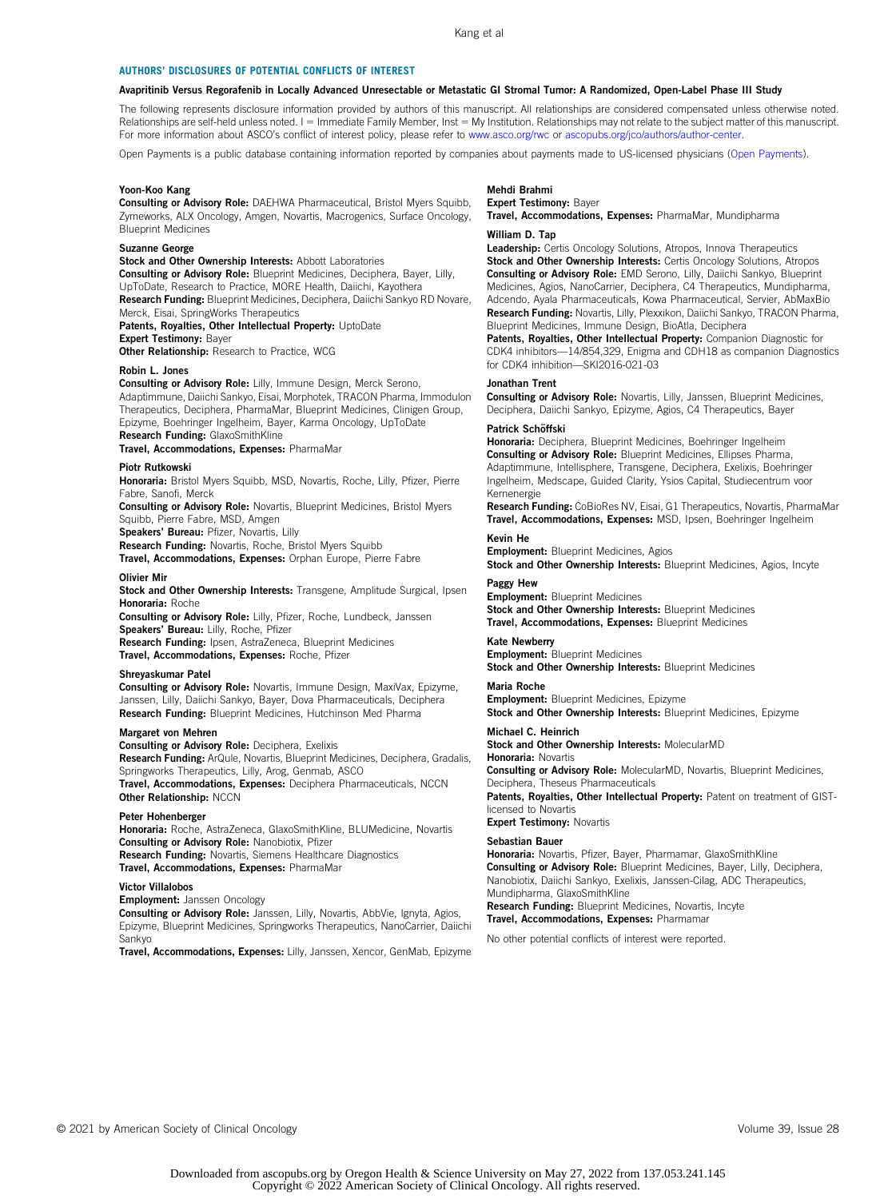## AUTHORS' DISCLOSURES OF POTENTIAL CONFLICTS OF INTEREST

### Avapritinib Versus Regorafenib in Locally Advanced Unresectable or Metastatic GI Stromal Tumor: A Randomized, Open-Label Phase III Study

The following represents disclosure information provided by authors of this manuscript. All relationships are considered compensated unless otherwise noted. Relationships are self-held unless noted. I = Immediate Family Member, Inst = My Institution. Relationships may not relate to the subject matter of this manuscript. For more information about ASCO's conflict of interest policy, please refer to www.asco.org/rwc or ascopubs.org/jco/authors/author-center.

Open Payments is a public database containing information reported by companies about payments made to US-licensed physicians (Open Payments).

**Yoon-Koo Kang**
**Consulting or Advisory Role:** DAEHWA Pharmaceutical, Bristol Myers Squibb, Zymeworks, ALX Oncology, Amgen, Novartis, Macrogenics, Surface Oncology, Blueprint Medicines

**Suzanne George**
**Stock and Other Ownership Interests:** Abbott Laboratories
**Consulting or Advisory Role:** Blueprint Medicines, Deciphera, Bayer, Lilly, UpToDate, Research to Practice, MORE Health, Daiichi, Kayothera
**Research Funding:** Blueprint Medicines, Deciphera, Daiichi Sankyo RD Novare, Merck, Eisai, SpringWorks Therapeutics
**Patents, Royalties, Other Intellectual Property:** UptoDate
**Expert Testimony:** Bayer
**Other Relationship:** Research to Practice, WCG

**Robin L. Jones**
**Consulting or Advisory Role:** Lilly, Immune Design, Merck Serono, Adaptimmune, Daiichi Sankyo, Eisai, Morphotek, TRACON Pharma, Immodulon Therapeutics, Deciphera, PharmaMar, Blueprint Medicines, Clinigen Group, Epizyme, Boehringer Ingelheim, Bayer, Karma Oncology, UpToDate
**Research Funding:** GlaxoSmithKline
**Travel, Accommodations, Expenses:** PharmaMar

**Piotr Rutkowski**
**Honoraria:** Bristol Myers Squibb, MSD, Novartis, Roche, Lilly, Pfizer, Pierre Fabre, Sanofi, Merck
**Consulting or Advisory Role:** Novartis, Blueprint Medicines, Bristol Myers Squibb, Pierre Fabre, MSD, Amgen
**Speakers' Bureau:** Pfizer, Novartis, Lilly
**Research Funding:** Novartis, Roche, Bristol Myers Squibb
**Travel, Accommodations, Expenses:** Orphan Europe, Pierre Fabre

**Olivier Mir**
**Stock and Other Ownership Interests:** Transgene, Amplitude Surgical, Ipsen
**Honoraria:** Roche
**Consulting or Advisory Role:** Lilly, Pfizer, Roche, Lundbeck, Janssen
**Speakers' Bureau:** Lilly, Roche, Pfizer
**Research Funding:** Ipsen, AstraZeneca, Blueprint Medicines
**Travel, Accommodations, Expenses:** Roche, Pfizer

**Shreyaskumar Patel**
**Consulting or Advisory Role:** Novartis, Immune Design, MaxiVax, Epizyme, Janssen, Lilly, Daiichi Sankyo, Bayer, Dova Pharmaceuticals, Deciphera
**Research Funding:** Blueprint Medicines, Hutchinson Med Pharma

**Margaret von Mehren**
**Consulting or Advisory Role:** Deciphera, Exelixis
**Research Funding:** ArQule, Novartis, Blueprint Medicines, Deciphera, Gradalis, Springworks Therapeutics, Lilly, Arog, Genmab, ASCO
**Travel, Accommodations, Expenses:** Deciphera Pharmaceuticals, NCCN
**Other Relationship:** NCCN

**Peter Hohenberger**
**Honoraria:** Roche, AstraZeneca, GlaxoSmithKline, BLUMedicine, Novartis
**Consulting or Advisory Role:** Nanobiotix, Pfizer
**Research Funding:** Novartis, Siemens Healthcare Diagnostics
**Travel, Accommodations, Expenses:** PharmaMar

**Victor Villalobos**
**Employment:** Janssen Oncology
**Consulting or Advisory Role:** Janssen, Lilly, Novartis, AbbVie, Ignyta, Agios, Epizyme, Blueprint Medicines, Springworks Therapeutics, NanoCarrier, Daiichi Sankyo
**Travel, Accommodations, Expenses:** Lilly, Janssen, Xencor, GenMab, Epizyme

**Mehdi Brahmi**
**Expert Testimony:** Bayer
**Travel, Accommodations, Expenses:** PharmaMar, Mundipharma

**William D. Tap**
**Leadership:** Certis Oncology Solutions, Atropos, Innova Therapeutics
**Stock and Other Ownership Interests:** Certis Oncology Solutions, Atropos
**Consulting or Advisory Role:** EMD Serono, Lilly, Daiichi Sankyo, Blueprint Medicines, Agios, NanoCarrier, Deciphera, C4 Therapeutics, Mundipharma, Adcendo, Ayala Pharmaceuticals, Kowa Pharmaceutical, Servier, AbMaxBio
**Research Funding:** Novartis, Lilly, Plexxikon, Daiichi Sankyo, TRACON Pharma, Blueprint Medicines, Immune Design, BioAtla, Deciphera
**Patents, Royalties, Other Intellectual Property:** Companion Diagnostic for CDK4 inhibitors—14/854,329, Enigma and CDH18 as companion Diagnostics for CDK4 inhibition—SKI2016-021-03

**Jonathan Trent**
**Consulting or Advisory Role:** Novartis, Lilly, Janssen, Blueprint Medicines, Deciphera, Daiichi Sankyo, Epizyme, Agios, C4 Therapeutics, Bayer

**Patrick Schöffski**
**Honoraria:** Deciphera, Blueprint Medicines, Boehringer Ingelheim
**Consulting or Advisory Role:** Blueprint Medicines, Ellipses Pharma, Adaptimmune, Intellisphere, Transgene, Deciphera, Exelixis, Boehringer Ingelheim, Medscape, Guided Clarity, Ysios Capital, Studiecentrum voor Kernenergie
**Research Funding:** CoBioRes NV, Eisai, G1 Therapeutics, Novartis, PharmaMar
**Travel, Accommodations, Expenses:** MSD, Ipsen, Boehringer Ingelheim

**Kevin He**
**Employment:** Blueprint Medicines, Agios
**Stock and Other Ownership Interests:** Blueprint Medicines, Agios, Incyte

**Paggy Hew**
**Employment:** Blueprint Medicines
**Stock and Other Ownership Interests:** Blueprint Medicines
**Travel, Accommodations, Expenses:** Blueprint Medicines

**Kate Newberry**
**Employment:** Blueprint Medicines
**Stock and Other Ownership Interests:** Blueprint Medicines

**Maria Roche**
**Employment:** Blueprint Medicines, Epizyme
**Stock and Other Ownership Interests:** Blueprint Medicines, Epizyme

**Michael C. Heinrich**
**Stock and Other Ownership Interests:** MolecularMD
**Honoraria:** Novartis
**Consulting or Advisory Role:** MolecularMD, Novartis, Blueprint Medicines, Deciphera, Theseus Pharmaceuticals
**Patents, Royalties, Other Intellectual Property:** Patent on treatment of GIST-licensed to Novartis
**Expert Testimony:** Novartis

**Sebastian Bauer**
**Honoraria:** Novartis, Pfizer, Bayer, Pharmamar, GlaxoSmithKline
**Consulting or Advisory Role:** Blueprint Medicines, Bayer, Lilly, Deciphera, Nanobiotix, Daiichi Sankyo, Exelixis, Janssen-Cilag, ADC Therapeutics, Mundipharma, GlaxoSmithKline
**Research Funding:** Blueprint Medicines, Novartis, Incyte
**Travel, Accommodations, Expenses:** Pharmamar

No other potential conflicts of interest were reported.